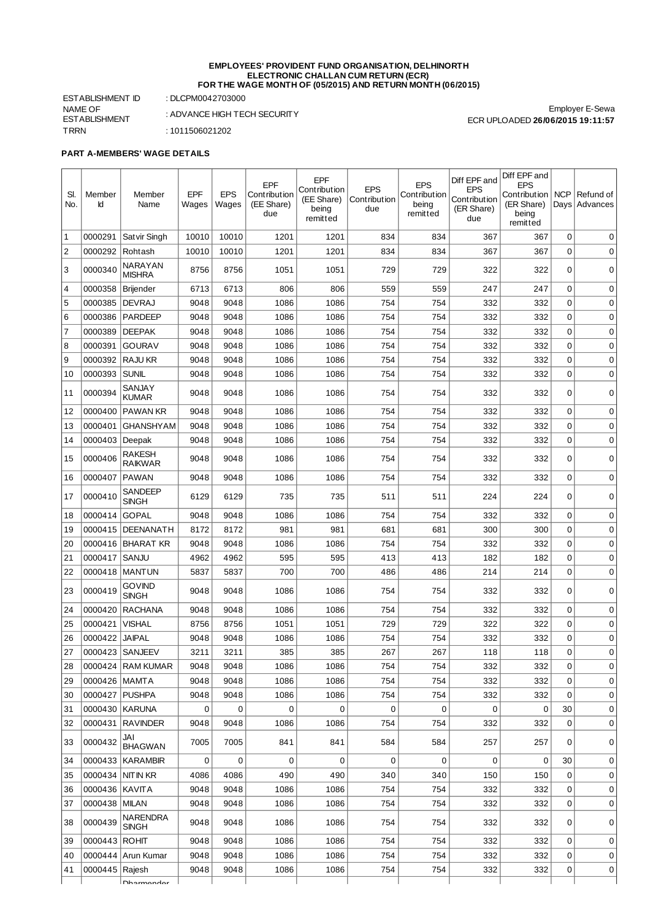**EMPLOYEES' PROVIDENT FUND ORGANISATION, DELHINORTH**
**ELECTRONIC CHALLAN CUM RETURN (ECR)**
**FOR THE WAGE MONTH OF (05/2015) AND RETURN MONTH (06/2015)**

ESTABLISHMENT ID : DLCPM0042703000
NAME OF ESTABLISHMENT : ADVANCE HIGH TECH SECURITY
TRRN : 1011506021202

Employer E-Sewa
ECR UPLOADED **26/06/2015 19:11:57**

**PART A-MEMBERS' WAGE DETAILS**

| Sl. No. | Member Id | Member Name | EPF Wages | EPS Wages | EPF Contribution (EE Share) due | EPF Contribution (EE Share) being remitted | EPS Contribution due | EPS Contribution being remitted | Diff EPF and EPS Contribution (ER Share) due | Diff EPF and EPS Contribution (ER Share) being remitted | NCP Days | Refund of Advances |
|---|---|---|---|---|---|---|---|---|---|---|---|---|
| 1 | 0000291 | Satvir Singh | 10010 | 10010 | 1201 | 1201 | 834 | 834 | 367 | 367 | 0 | 0 |
| 2 | 0000292 | Rohtash | 10010 | 10010 | 1201 | 1201 | 834 | 834 | 367 | 367 | 0 | 0 |
| 3 | 0000340 | NARAYAN MISHRA | 8756 | 8756 | 1051 | 1051 | 729 | 729 | 322 | 322 | 0 | 0 |
| 4 | 0000358 | Brijender | 6713 | 6713 | 806 | 806 | 559 | 559 | 247 | 247 | 0 | 0 |
| 5 | 0000385 | DEVRAJ | 9048 | 9048 | 1086 | 1086 | 754 | 754 | 332 | 332 | 0 | 0 |
| 6 | 0000386 | PARDEEP | 9048 | 9048 | 1086 | 1086 | 754 | 754 | 332 | 332 | 0 | 0 |
| 7 | 0000389 | DEEPAK | 9048 | 9048 | 1086 | 1086 | 754 | 754 | 332 | 332 | 0 | 0 |
| 8 | 0000391 | GOURAV | 9048 | 9048 | 1086 | 1086 | 754 | 754 | 332 | 332 | 0 | 0 |
| 9 | 0000392 | RAJU KR | 9048 | 9048 | 1086 | 1086 | 754 | 754 | 332 | 332 | 0 | 0 |
| 10 | 0000393 | SUNIL | 9048 | 9048 | 1086 | 1086 | 754 | 754 | 332 | 332 | 0 | 0 |
| 11 | 0000394 | SANJAY KUMAR | 9048 | 9048 | 1086 | 1086 | 754 | 754 | 332 | 332 | 0 | 0 |
| 12 | 0000400 | PAWAN KR | 9048 | 9048 | 1086 | 1086 | 754 | 754 | 332 | 332 | 0 | 0 |
| 13 | 0000401 | GHANSHYAM | 9048 | 9048 | 1086 | 1086 | 754 | 754 | 332 | 332 | 0 | 0 |
| 14 | 0000403 | Deepak | 9048 | 9048 | 1086 | 1086 | 754 | 754 | 332 | 332 | 0 | 0 |
| 15 | 0000406 | RAKESH RAIKWAR | 9048 | 9048 | 1086 | 1086 | 754 | 754 | 332 | 332 | 0 | 0 |
| 16 | 0000407 | PAWAN | 9048 | 9048 | 1086 | 1086 | 754 | 754 | 332 | 332 | 0 | 0 |
| 17 | 0000410 | SANDEEP SINGH | 6129 | 6129 | 735 | 735 | 511 | 511 | 224 | 224 | 0 | 0 |
| 18 | 0000414 | GOPAL | 9048 | 9048 | 1086 | 1086 | 754 | 754 | 332 | 332 | 0 | 0 |
| 19 | 0000415 | DEENANATH | 8172 | 8172 | 981 | 981 | 681 | 681 | 300 | 300 | 0 | 0 |
| 20 | 0000416 | BHARAT KR | 9048 | 9048 | 1086 | 1086 | 754 | 754 | 332 | 332 | 0 | 0 |
| 21 | 0000417 | SANJU | 4962 | 4962 | 595 | 595 | 413 | 413 | 182 | 182 | 0 | 0 |
| 22 | 0000418 | MANTUN | 5837 | 5837 | 700 | 700 | 486 | 486 | 214 | 214 | 0 | 0 |
| 23 | 0000419 | GOVIND SINGH | 9048 | 9048 | 1086 | 1086 | 754 | 754 | 332 | 332 | 0 | 0 |
| 24 | 0000420 | RACHANA | 9048 | 9048 | 1086 | 1086 | 754 | 754 | 332 | 332 | 0 | 0 |
| 25 | 0000421 | VISHAL | 8756 | 8756 | 1051 | 1051 | 729 | 729 | 322 | 322 | 0 | 0 |
| 26 | 0000422 | JAIPAL | 9048 | 9048 | 1086 | 1086 | 754 | 754 | 332 | 332 | 0 | 0 |
| 27 | 0000423 | SANJEEV | 3211 | 3211 | 385 | 385 | 267 | 267 | 118 | 118 | 0 | 0 |
| 28 | 0000424 | RAM KUMAR | 9048 | 9048 | 1086 | 1086 | 754 | 754 | 332 | 332 | 0 | 0 |
| 29 | 0000426 | MAMTA | 9048 | 9048 | 1086 | 1086 | 754 | 754 | 332 | 332 | 0 | 0 |
| 30 | 0000427 | PUSHPA | 9048 | 9048 | 1086 | 1086 | 754 | 754 | 332 | 332 | 0 | 0 |
| 31 | 0000430 | KARUNA | 0 | 0 | 0 | 0 | 0 | 0 | 0 | 0 | 30 | 0 |
| 32 | 0000431 | RAVINDER | 9048 | 9048 | 1086 | 1086 | 754 | 754 | 332 | 332 | 0 | 0 |
| 33 | 0000432 | JAI BHAGWAN | 7005 | 7005 | 841 | 841 | 584 | 584 | 257 | 257 | 0 | 0 |
| 34 | 0000433 | KARAMBIR | 0 | 0 | 0 | 0 | 0 | 0 | 0 | 0 | 30 | 0 |
| 35 | 0000434 | NITIN KR | 4086 | 4086 | 490 | 490 | 340 | 340 | 150 | 150 | 0 | 0 |
| 36 | 0000436 | KAVITA | 9048 | 9048 | 1086 | 1086 | 754 | 754 | 332 | 332 | 0 | 0 |
| 37 | 0000438 | MILAN | 9048 | 9048 | 1086 | 1086 | 754 | 754 | 332 | 332 | 0 | 0 |
| 38 | 0000439 | NARENDRA SINGH | 9048 | 9048 | 1086 | 1086 | 754 | 754 | 332 | 332 | 0 | 0 |
| 39 | 0000443 | ROHIT | 9048 | 9048 | 1086 | 1086 | 754 | 754 | 332 | 332 | 0 | 0 |
| 40 | 0000444 | Arun Kumar | 9048 | 9048 | 1086 | 1086 | 754 | 754 | 332 | 332 | 0 | 0 |
| 41 | 0000445 | Rajesh | 9048 | 9048 | 1086 | 1086 | 754 | 754 | 332 | 332 | 0 | 0 |
| | | Dharmender | | | | | | | | | | |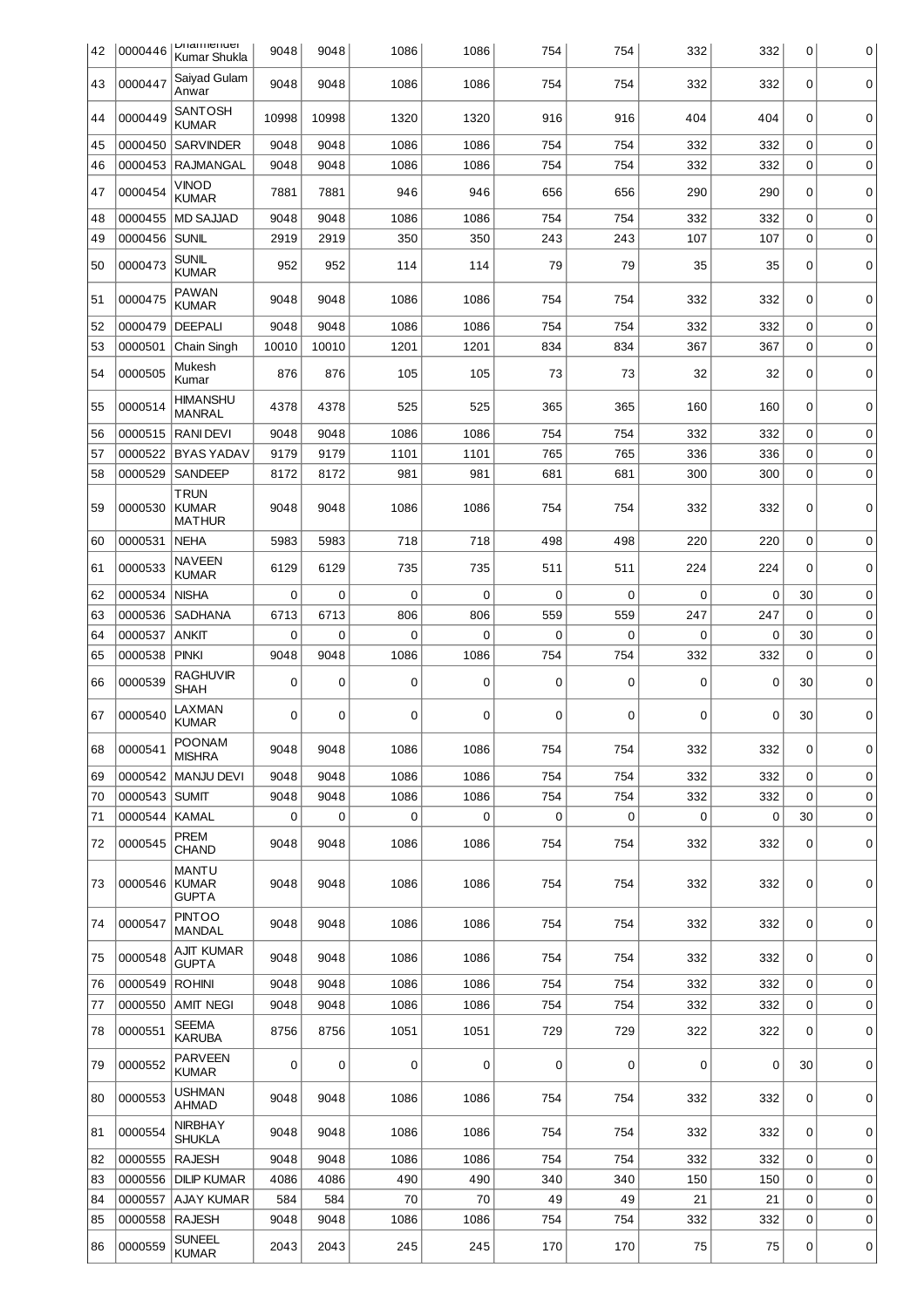| 42 | 0000446 | Dharmender Kumar Shukla | 9048 | 9048 | 1086 | 1086 | 754 | 754 | 332 | 332 | 0 | 0 |
|---|---|---|---|---|---|---|---|---|---|---|---|---|
| 43 | 0000447 | Saiyad Gulam Anwar | 9048 | 9048 | 1086 | 1086 | 754 | 754 | 332 | 332 | 0 | 0 |
| 44 | 0000449 | SANTOSH KUMAR | 10998 | 10998 | 1320 | 1320 | 916 | 916 | 404 | 404 | 0 | 0 |
| 45 | 0000450 | SARVINDER | 9048 | 9048 | 1086 | 1086 | 754 | 754 | 332 | 332 | 0 | 0 |
| 46 | 0000453 | RAJMANGAL | 9048 | 9048 | 1086 | 1086 | 754 | 754 | 332 | 332 | 0 | 0 |
| 47 | 0000454 | VINOD KUMAR | 7881 | 7881 | 946 | 946 | 656 | 656 | 290 | 290 | 0 | 0 |
| 48 | 0000455 | MD SAJJAD | 9048 | 9048 | 1086 | 1086 | 754 | 754 | 332 | 332 | 0 | 0 |
| 49 | 0000456 | SUNIL | 2919 | 2919 | 350 | 350 | 243 | 243 | 107 | 107 | 0 | 0 |
| 50 | 0000473 | SUNIL KUMAR | 952 | 952 | 114 | 114 | 79 | 79 | 35 | 35 | 0 | 0 |
| 51 | 0000475 | PAWAN KUMAR | 9048 | 9048 | 1086 | 1086 | 754 | 754 | 332 | 332 | 0 | 0 |
| 52 | 0000479 | DEEPALI | 9048 | 9048 | 1086 | 1086 | 754 | 754 | 332 | 332 | 0 | 0 |
| 53 | 0000501 | Chain Singh | 10010 | 10010 | 1201 | 1201 | 834 | 834 | 367 | 367 | 0 | 0 |
| 54 | 0000505 | Mukesh Kumar | 876 | 876 | 105 | 105 | 73 | 73 | 32 | 32 | 0 | 0 |
| 55 | 0000514 | HIMANSHU MANRAL | 4378 | 4378 | 525 | 525 | 365 | 365 | 160 | 160 | 0 | 0 |
| 56 | 0000515 | RANI DEVI | 9048 | 9048 | 1086 | 1086 | 754 | 754 | 332 | 332 | 0 | 0 |
| 57 | 0000522 | BYAS YADAV | 9179 | 9179 | 1101 | 1101 | 765 | 765 | 336 | 336 | 0 | 0 |
| 58 | 0000529 | SANDEEP | 8172 | 8172 | 981 | 981 | 681 | 681 | 300 | 300 | 0 | 0 |
| 59 | 0000530 | TRUN KUMAR MATHUR | 9048 | 9048 | 1086 | 1086 | 754 | 754 | 332 | 332 | 0 | 0 |
| 60 | 0000531 | NEHA | 5983 | 5983 | 718 | 718 | 498 | 498 | 220 | 220 | 0 | 0 |
| 61 | 0000533 | NAVEEN KUMAR | 6129 | 6129 | 735 | 735 | 511 | 511 | 224 | 224 | 0 | 0 |
| 62 | 0000534 | NISHA | 0 | 0 | 0 | 0 | 0 | 0 | 0 | 0 | 30 | 0 |
| 63 | 0000536 | SADHANA | 6713 | 6713 | 806 | 806 | 559 | 559 | 247 | 247 | 0 | 0 |
| 64 | 0000537 | ANKIT | 0 | 0 | 0 | 0 | 0 | 0 | 0 | 0 | 30 | 0 |
| 65 | 0000538 | PINKI | 9048 | 9048 | 1086 | 1086 | 754 | 754 | 332 | 332 | 0 | 0 |
| 66 | 0000539 | RAGHUVIR SHAH | 0 | 0 | 0 | 0 | 0 | 0 | 0 | 0 | 30 | 0 |
| 67 | 0000540 | LAXMAN KUMAR | 0 | 0 | 0 | 0 | 0 | 0 | 0 | 0 | 30 | 0 |
| 68 | 0000541 | POONAM MISHRA | 9048 | 9048 | 1086 | 1086 | 754 | 754 | 332 | 332 | 0 | 0 |
| 69 | 0000542 | MANJU DEVI | 9048 | 9048 | 1086 | 1086 | 754 | 754 | 332 | 332 | 0 | 0 |
| 70 | 0000543 | SUMIT | 9048 | 9048 | 1086 | 1086 | 754 | 754 | 332 | 332 | 0 | 0 |
| 71 | 0000544 | KAMAL | 0 | 0 | 0 | 0 | 0 | 0 | 0 | 0 | 30 | 0 |
| 72 | 0000545 | PREM CHAND | 9048 | 9048 | 1086 | 1086 | 754 | 754 | 332 | 332 | 0 | 0 |
| 73 | 0000546 | MANTU KUMAR GUPTA | 9048 | 9048 | 1086 | 1086 | 754 | 754 | 332 | 332 | 0 | 0 |
| 74 | 0000547 | PINTOO MANDAL | 9048 | 9048 | 1086 | 1086 | 754 | 754 | 332 | 332 | 0 | 0 |
| 75 | 0000548 | AJIT KUMAR GUPTA | 9048 | 9048 | 1086 | 1086 | 754 | 754 | 332 | 332 | 0 | 0 |
| 76 | 0000549 | ROHINI | 9048 | 9048 | 1086 | 1086 | 754 | 754 | 332 | 332 | 0 | 0 |
| 77 | 0000550 | AMIT NEGI | 9048 | 9048 | 1086 | 1086 | 754 | 754 | 332 | 332 | 0 | 0 |
| 78 | 0000551 | SEEMA KARUBA | 8756 | 8756 | 1051 | 1051 | 729 | 729 | 322 | 322 | 0 | 0 |
| 79 | 0000552 | PARVEEN KUMAR | 0 | 0 | 0 | 0 | 0 | 0 | 0 | 0 | 30 | 0 |
| 80 | 0000553 | USHMAN AHMAD | 9048 | 9048 | 1086 | 1086 | 754 | 754 | 332 | 332 | 0 | 0 |
| 81 | 0000554 | NIRBHAY SHUKLA | 9048 | 9048 | 1086 | 1086 | 754 | 754 | 332 | 332 | 0 | 0 |
| 82 | 0000555 | RAJESH | 9048 | 9048 | 1086 | 1086 | 754 | 754 | 332 | 332 | 0 | 0 |
| 83 | 0000556 | DILIP KUMAR | 4086 | 4086 | 490 | 490 | 340 | 340 | 150 | 150 | 0 | 0 |
| 84 | 0000557 | AJAY KUMAR | 584 | 584 | 70 | 70 | 49 | 49 | 21 | 21 | 0 | 0 |
| 85 | 0000558 | RAJESH | 9048 | 9048 | 1086 | 1086 | 754 | 754 | 332 | 332 | 0 | 0 |
| 86 | 0000559 | SUNEEL KUMAR | 2043 | 2043 | 245 | 245 | 170 | 170 | 75 | 75 | 0 | 0 |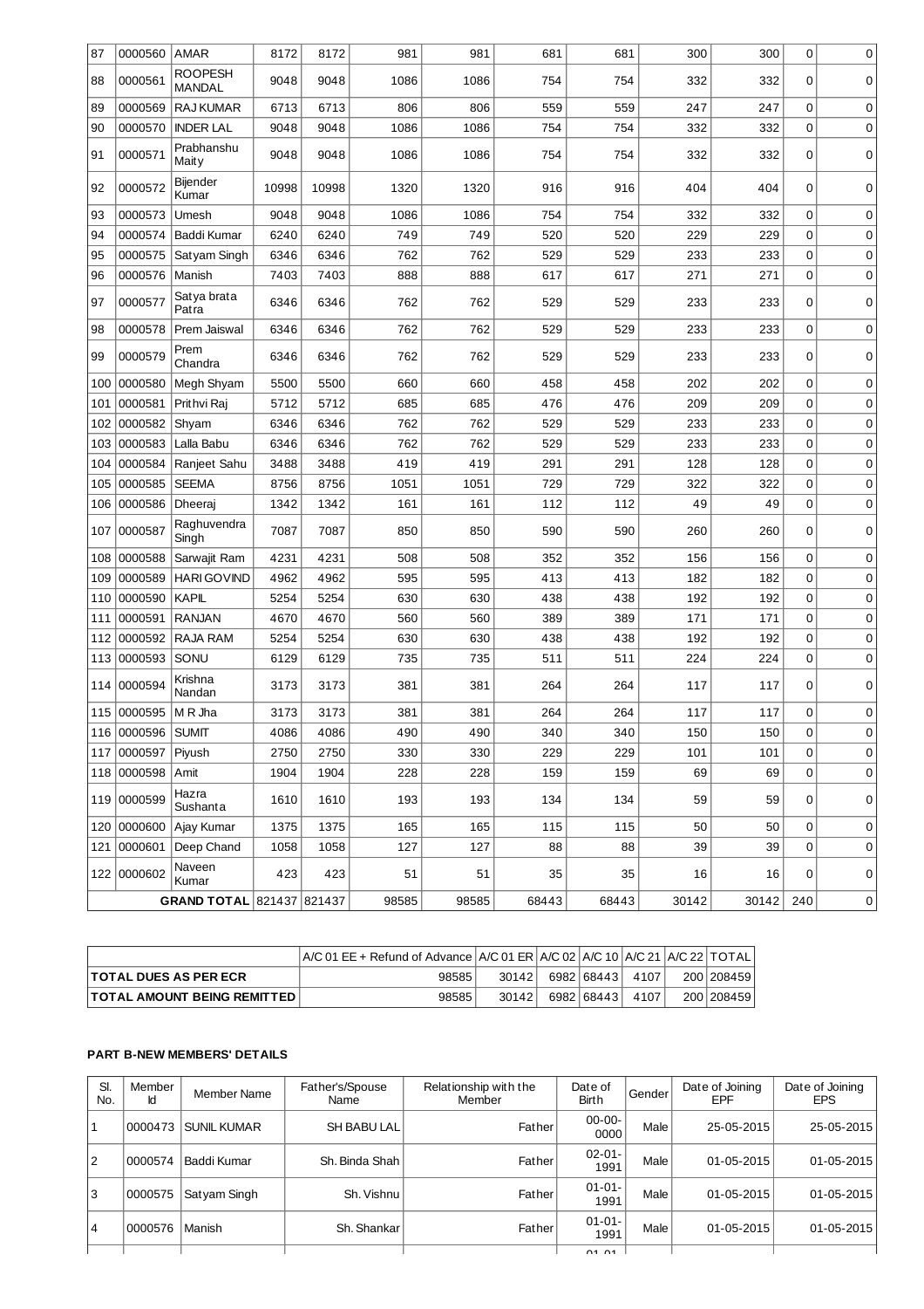| | | | | | | | | | | | | |
|---|---|---|---|---|---|---|---|---|---|---|---|---|
| 87 | 0000560 | AMAR | 8172 | 8172 | 981 | 981 | 681 | 681 | 300 | 300 | 0 | 0 |
| 88 | 0000561 | ROOPESH MANDAL | 9048 | 9048 | 1086 | 1086 | 754 | 754 | 332 | 332 | 0 | 0 |
| 89 | 0000569 | RAJ KUMAR | 6713 | 6713 | 806 | 806 | 559 | 559 | 247 | 247 | 0 | 0 |
| 90 | 0000570 | INDER LAL | 9048 | 9048 | 1086 | 1086 | 754 | 754 | 332 | 332 | 0 | 0 |
| 91 | 0000571 | Prabhanshu Maity | 9048 | 9048 | 1086 | 1086 | 754 | 754 | 332 | 332 | 0 | 0 |
| 92 | 0000572 | Bijender Kumar | 10998 | 10998 | 1320 | 1320 | 916 | 916 | 404 | 404 | 0 | 0 |
| 93 | 0000573 | Umesh | 9048 | 9048 | 1086 | 1086 | 754 | 754 | 332 | 332 | 0 | 0 |
| 94 | 0000574 | Baddi Kumar | 6240 | 6240 | 749 | 749 | 520 | 520 | 229 | 229 | 0 | 0 |
| 95 | 0000575 | Satyam Singh | 6346 | 6346 | 762 | 762 | 529 | 529 | 233 | 233 | 0 | 0 |
| 96 | 0000576 | Manish | 7403 | 7403 | 888 | 888 | 617 | 617 | 271 | 271 | 0 | 0 |
| 97 | 0000577 | Satya brata Patra | 6346 | 6346 | 762 | 762 | 529 | 529 | 233 | 233 | 0 | 0 |
| 98 | 0000578 | Prem Jaiswal | 6346 | 6346 | 762 | 762 | 529 | 529 | 233 | 233 | 0 | 0 |
| 99 | 0000579 | Prem Chandra | 6346 | 6346 | 762 | 762 | 529 | 529 | 233 | 233 | 0 | 0 |
| 100 | 0000580 | Megh Shyam | 5500 | 5500 | 660 | 660 | 458 | 458 | 202 | 202 | 0 | 0 |
| 101 | 0000581 | Prithvi Raj | 5712 | 5712 | 685 | 685 | 476 | 476 | 209 | 209 | 0 | 0 |
| 102 | 0000582 | Shyam | 6346 | 6346 | 762 | 762 | 529 | 529 | 233 | 233 | 0 | 0 |
| 103 | 0000583 | Lalla Babu | 6346 | 6346 | 762 | 762 | 529 | 529 | 233 | 233 | 0 | 0 |
| 104 | 0000584 | Ranjeet Sahu | 3488 | 3488 | 419 | 419 | 291 | 291 | 128 | 128 | 0 | 0 |
| 105 | 0000585 | SEEMA | 8756 | 8756 | 1051 | 1051 | 729 | 729 | 322 | 322 | 0 | 0 |
| 106 | 0000586 | Dheeraj | 1342 | 1342 | 161 | 161 | 112 | 112 | 49 | 49 | 0 | 0 |
| 107 | 0000587 | Raghuvendra Singh | 7087 | 7087 | 850 | 850 | 590 | 590 | 260 | 260 | 0 | 0 |
| 108 | 0000588 | Sarwajit Ram | 4231 | 4231 | 508 | 508 | 352 | 352 | 156 | 156 | 0 | 0 |
| 109 | 0000589 | HARI GOVIND | 4962 | 4962 | 595 | 595 | 413 | 413 | 182 | 182 | 0 | 0 |
| 110 | 0000590 | KAPIL | 5254 | 5254 | 630 | 630 | 438 | 438 | 192 | 192 | 0 | 0 |
| 111 | 0000591 | RANJAN | 4670 | 4670 | 560 | 560 | 389 | 389 | 171 | 171 | 0 | 0 |
| 112 | 0000592 | RAJA RAM | 5254 | 5254 | 630 | 630 | 438 | 438 | 192 | 192 | 0 | 0 |
| 113 | 0000593 | SONU | 6129 | 6129 | 735 | 735 | 511 | 511 | 224 | 224 | 0 | 0 |
| 114 | 0000594 | Krishna Nandan | 3173 | 3173 | 381 | 381 | 264 | 264 | 117 | 117 | 0 | 0 |
| 115 | 0000595 | M R Jha | 3173 | 3173 | 381 | 381 | 264 | 264 | 117 | 117 | 0 | 0 |
| 116 | 0000596 | SUMIT | 4086 | 4086 | 490 | 490 | 340 | 340 | 150 | 150 | 0 | 0 |
| 117 | 0000597 | Piyush | 2750 | 2750 | 330 | 330 | 229 | 229 | 101 | 101 | 0 | 0 |
| 118 | 0000598 | Amit | 1904 | 1904 | 228 | 228 | 159 | 159 | 69 | 69 | 0 | 0 |
| 119 | 0000599 | Hazra Sushanta | 1610 | 1610 | 193 | 193 | 134 | 134 | 59 | 59 | 0 | 0 |
| 120 | 0000600 | Ajay Kumar | 1375 | 1375 | 165 | 165 | 115 | 115 | 50 | 50 | 0 | 0 |
| 121 | 0000601 | Deep Chand | 1058 | 1058 | 127 | 127 | 88 | 88 | 39 | 39 | 0 | 0 |
| 122 | 0000602 | Naveen Kumar | 423 | 423 | 51 | 51 | 35 | 35 | 16 | 16 | 0 | 0 |
| | | **GRAND TOTAL** | 821437 | 821437 | 98585 | 98585 | 68443 | 68443 | 30142 | 30142 | 240 | 0 |

| | A/C 01 EE + Refund of Advance | A/C 01 ER | A/C 02 | A/C 10 | A/C 21 | A/C 22 | TOTAL |
|---|---|---|---|---|---|---|---|
| **TOTAL DUES AS PER ECR** | 98585 | 30142 | 6982 | 68443 | 4107 | 200 | 208459 |
| **TOTAL AMOUNT BEING REMITTED** | 98585 | 30142 | 6982 | 68443 | 4107 | 200 | 208459 |

**PART B-NEW MEMBERS' DETAILS**

| Sl. No. | Member Id | Member Name | Father's/Spouse Name | Relationship with the Member | Date of Birth | Gender | Date of Joining EPF | Date of Joining EPS |
|---|---|---|---|---|---|---|---|---|
| 1 | 0000473 | SUNIL KUMAR | SH BABU LAL | Father | 00-00-0000 | Male | 25-05-2015 | 25-05-2015 |
| 2 | 0000574 | Baddi Kumar | Sh. Binda Shah | Father | 02-01-1991 | Male | 01-05-2015 | 01-05-2015 |
| 3 | 0000575 | Satyam Singh | Sh. Vishnu | Father | 01-01-1991 | Male | 01-05-2015 | 01-05-2015 |
| 4 | 0000576 | Manish | Sh. Shankar | Father | 01-01-1991 | Male | 01-05-2015 | 01-05-2015 |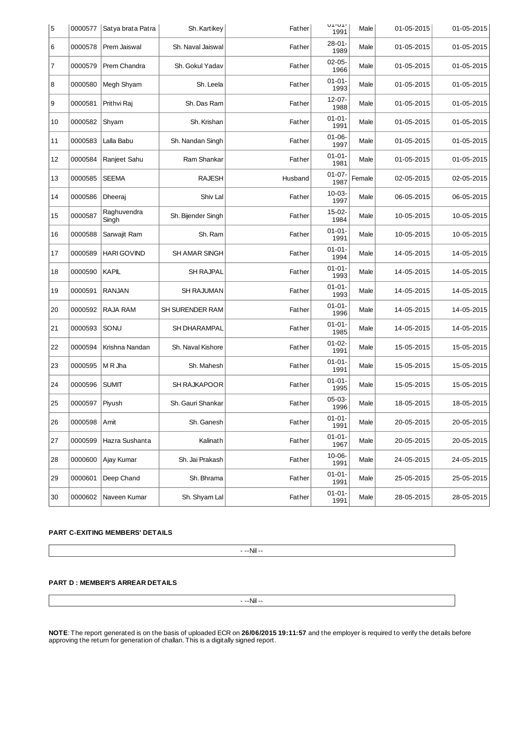| | | | | | | | | |
|---|---|---|---|---|---|---|---|---|
| 5 | 0000577 | Satya brata Patra | Sh. Kartikey | Father | 01-01-1991 | Male | 01-05-2015 | 01-05-2015 |
| 6 | 0000578 | Prem Jaiswal | Sh. Naval Jaiswal | Father | 28-01-1989 | Male | 01-05-2015 | 01-05-2015 |
| 7 | 0000579 | Prem Chandra | Sh. Gokul Yadav | Father | 02-05-1966 | Male | 01-05-2015 | 01-05-2015 |
| 8 | 0000580 | Megh Shyam | Sh. Leela | Father | 01-01-1993 | Male | 01-05-2015 | 01-05-2015 |
| 9 | 0000581 | Prithvi Raj | Sh. Das Ram | Father | 12-07-1988 | Male | 01-05-2015 | 01-05-2015 |
| 10 | 0000582 | Shyam | Sh. Krishan | Father | 01-01-1991 | Male | 01-05-2015 | 01-05-2015 |
| 11 | 0000583 | Lalla Babu | Sh. Nandan Singh | Father | 01-06-1997 | Male | 01-05-2015 | 01-05-2015 |
| 12 | 0000584 | Ranjeet Sahu | Ram Shankar | Father | 01-01-1981 | Male | 01-05-2015 | 01-05-2015 |
| 13 | 0000585 | SEEMA | RAJESH | Husband | 01-07-1987 | Female | 02-05-2015 | 02-05-2015 |
| 14 | 0000586 | Dheeraj | Shiv Lal | Father | 10-03-1997 | Male | 06-05-2015 | 06-05-2015 |
| 15 | 0000587 | Raghuvendra Singh | Sh. Bijender Singh | Father | 15-02-1984 | Male | 10-05-2015 | 10-05-2015 |
| 16 | 0000588 | Sarwajit Ram | Sh. Ram | Father | 01-01-1991 | Male | 10-05-2015 | 10-05-2015 |
| 17 | 0000589 | HARI GOVIND | SH AMAR SINGH | Father | 01-01-1994 | Male | 14-05-2015 | 14-05-2015 |
| 18 | 0000590 | KAPIL | SH RAJPAL | Father | 01-01-1993 | Male | 14-05-2015 | 14-05-2015 |
| 19 | 0000591 | RANJAN | SH RAJUMAN | Father | 01-01-1993 | Male | 14-05-2015 | 14-05-2015 |
| 20 | 0000592 | RAJA RAM | SH SURENDER RAM | Father | 01-01-1996 | Male | 14-05-2015 | 14-05-2015 |
| 21 | 0000593 | SONU | SH DHARAMPAL | Father | 01-01-1985 | Male | 14-05-2015 | 14-05-2015 |
| 22 | 0000594 | Krishna Nandan | Sh. Naval Kishore | Father | 01-02-1991 | Male | 15-05-2015 | 15-05-2015 |
| 23 | 0000595 | M R Jha | Sh. Mahesh | Father | 01-01-1991 | Male | 15-05-2015 | 15-05-2015 |
| 24 | 0000596 | SUMIT | SH RAJKAPOOR | Father | 01-01-1995 | Male | 15-05-2015 | 15-05-2015 |
| 25 | 0000597 | Piyush | Sh. Gauri Shankar | Father | 05-03-1996 | Male | 18-05-2015 | 18-05-2015 |
| 26 | 0000598 | Amit | Sh. Ganesh | Father | 01-01-1991 | Male | 20-05-2015 | 20-05-2015 |
| 27 | 0000599 | Hazra Sushanta | Kalinath | Father | 01-01-1967 | Male | 20-05-2015 | 20-05-2015 |
| 28 | 0000600 | Ajay Kumar | Sh. Jai Prakash | Father | 10-06-1991 | Male | 24-05-2015 | 24-05-2015 |
| 29 | 0000601 | Deep Chand | Sh. Bhrama | Father | 01-01-1991 | Male | 25-05-2015 | 25-05-2015 |
| 30 | 0000602 | Naveen Kumar | Sh. Shyam Lal | Father | 01-01-1991 | Male | 28-05-2015 | 28-05-2015 |

**PART C-EXITING MEMBERS' DETAILS**

---Nil--

**PART D : MEMBER'S ARREAR DETAILS**

---Nil--

**NOTE**: The report generated is on the basis of uploaded ECR on **26/06/2015 19:11:57** and the employer is required to verify the details before approving the return for generation of challan. This is a digitally signed report.